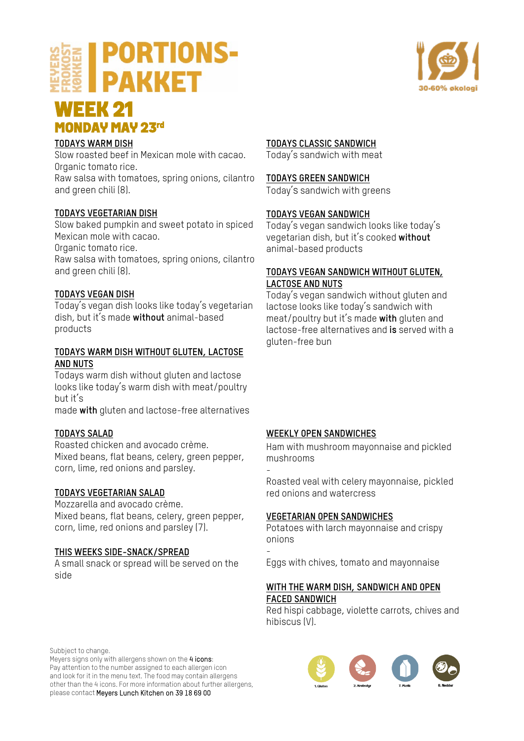# MEYERS FROKOST KØKKEN | PORTIONS-PAKKET

30-60% økologi

# WEEK 21

## MONDAY MAY 23rd

**TODAYS WARM DISH**

Slow roasted beef in Mexican mole with cacao.
Organic tomato rice.
Raw salsa with tomatoes, spring onions, cilantro and green chili (8).

**TODAYS VEGETARIAN DISH**

Slow baked pumpkin and sweet potato in spiced Mexican mole with cacao.
Organic tomato rice.
Raw salsa with tomatoes, spring onions, cilantro and green chili (8).

**TODAYS VEGAN DISH**

Today's vegan dish looks like today's vegetarian dish, but it's made **without** animal-based products

**TODAYS WARM DISH WITHOUT GLUTEN, LACTOSE AND NUTS**

Todays warm dish without gluten and lactose looks like today's warm dish with meat/poultry but it's made **with** gluten and lactose-free alternatives

**TODAYS CLASSIC SANDWICH**

Today's sandwich with meat

**TODAYS GREEN SANDWICH**

Today's sandwich with greens

**TODAYS VEGAN SANDWICH**

Today's vegan sandwich looks like today's vegetarian dish, but it's cooked **without** animal-based products

**TODAYS VEGAN SANDWICH WITHOUT GLUTEN, LACTOSE AND NUTS**

Today's vegan sandwich without gluten and lactose looks like today's sandwich with meat/poultry but it's made **with** gluten and lactose-free alternatives and **is** served with a gluten-free bun

**TODAYS SALAD**

Roasted chicken and avocado crème.
Mixed beans, flat beans, celery, green pepper, corn, lime, red onions and parsley.

**TODAYS VEGETARIAN SALAD**

Mozzarella and avocado crème.
Mixed beans, flat beans, celery, green pepper, corn, lime, red onions and parsley (7).

**THIS WEEKS SIDE-SNACK/SPREAD**

A small snack or spread will be served on the side

**WEEKLY OPEN SANDWICHES**

Ham with mushroom mayonnaise and pickled mushrooms

-

Roasted veal with celery mayonnaise, pickled red onions and watercress

**VEGETARIAN OPEN SANDWICHES**

Potatoes with larch mayonnaise and crispy onions

-

Eggs with chives, tomato and mayonnaise

**WITH THE WARM DISH, SANDWICH AND OPEN FACED SANDWICH**

Red hispi cabbage, violette carrots, chives and hibiscus (V).

Subbject to change.
Meyers signs only with allergens shown on the **4 icons**:
Pay attention to the number assigned to each allergen icon and look for it in the menu text. The food may contain allergens other than the 4 icons. For more information about further allergens, please contact **Meyers Lunch Kitchen on 39 18 69 00**

1. Gluten | 2. Krebsdyr | 7. Mælk | 8. Nødder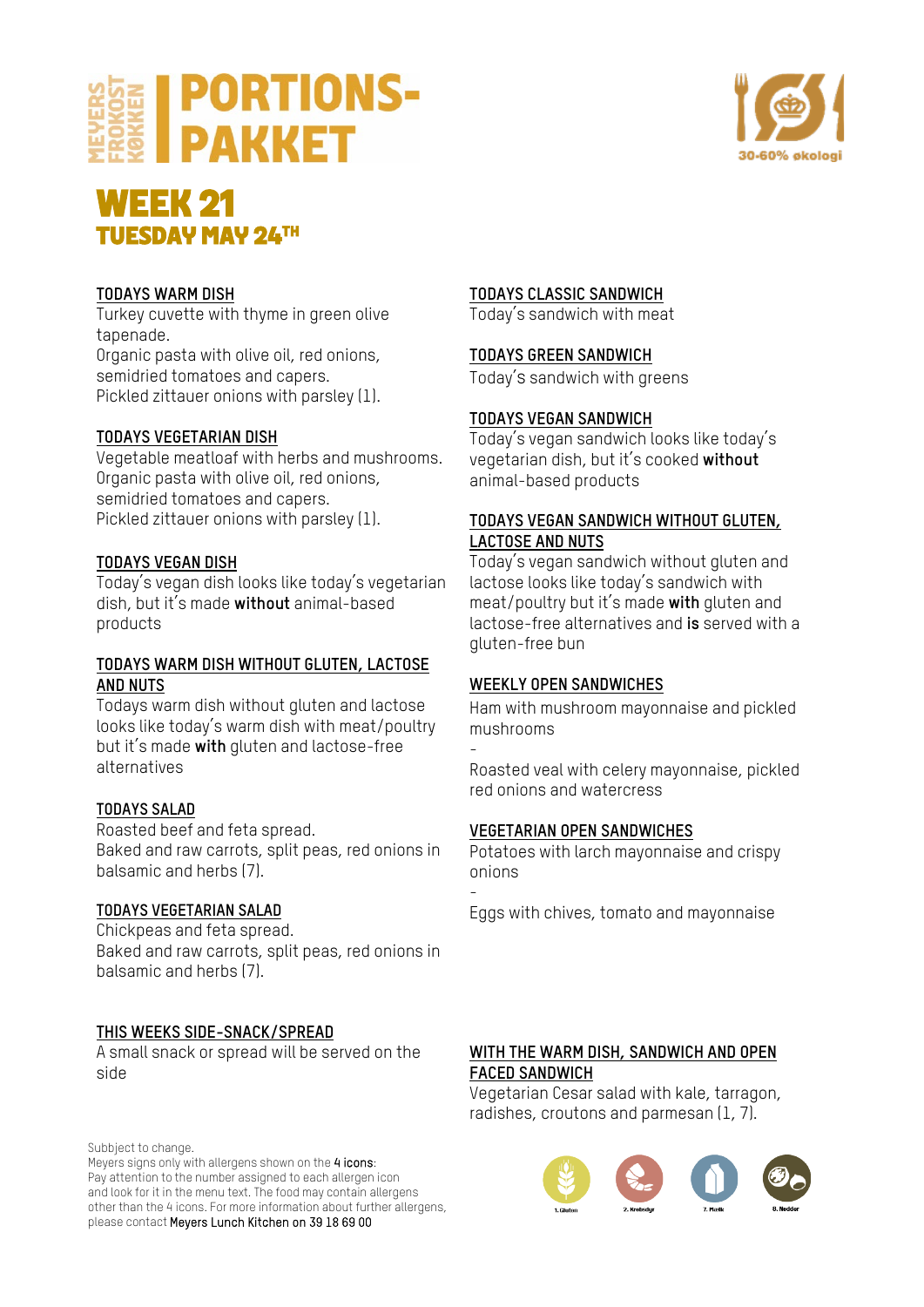# PORTIONS-PAKKET

MEYERS FROKOST KØKKEN

30-60% økologi

## WEEK 21
### TUESDAY MAY 24TH

**TODAYS WARM DISH**
Turkey cuvette with thyme in green olive tapenade.
Organic pasta with olive oil, red onions, semidried tomatoes and capers.
Pickled zittauer onions with parsley (1).

**TODAYS VEGETARIAN DISH**
Vegetable meatloaf with herbs and mushrooms.
Organic pasta with olive oil, red onions, semidried tomatoes and capers.
Pickled zittauer onions with parsley (1).

**TODAYS VEGAN DISH**
Today's vegan dish looks like today's vegetarian dish, but it's made **without** animal-based products

**TODAYS WARM DISH WITHOUT GLUTEN, LACTOSE AND NUTS**
Todays warm dish without gluten and lactose looks like today's warm dish with meat/poultry but it's made **with** gluten and lactose-free alternatives

**TODAYS SALAD**
Roasted beef and feta spread.
Baked and raw carrots, split peas, red onions in balsamic and herbs (7).

**TODAYS VEGETARIAN SALAD**
Chickpeas and feta spread.
Baked and raw carrots, split peas, red onions in balsamic and herbs (7).

**THIS WEEKS SIDE-SNACK/SPREAD**
A small snack or spread will be served on the side

**TODAYS CLASSIC SANDWICH**
Today's sandwich with meat

**TODAYS GREEN SANDWICH**
Today's sandwich with greens

**TODAYS VEGAN SANDWICH**
Today's vegan sandwich looks like today's vegetarian dish, but it's cooked **without** animal-based products

**TODAYS VEGAN SANDWICH WITHOUT GLUTEN, LACTOSE AND NUTS**
Today's vegan sandwich without gluten and lactose looks like today's sandwich with meat/poultry but it's made **with** gluten and lactose-free alternatives and **is** served with a gluten-free bun

**WEEKLY OPEN SANDWICHES**
Ham with mushroom mayonnaise and pickled mushrooms
-
Roasted veal with celery mayonnaise, pickled red onions and watercress

**VEGETARIAN OPEN SANDWICHES**
Potatoes with larch mayonnaise and crispy onions
-
Eggs with chives, tomato and mayonnaise

**WITH THE WARM DISH, SANDWICH AND OPEN FACED SANDWICH**
Vegetarian Cesar salad with kale, tarragon, radishes, croutons and parmesan (1, 7).

Subbject to change.
Meyers signs only with allergens shown on the **4 icons**:
Pay attention to the number assigned to each allergen icon and look for it in the menu text. The food may contain allergens other than the 4 icons. For more information about further allergens, please contact **Meyers Lunch Kitchen on 39 18 69 00**

1. Gluten 2. Krebsdyr 7. Mælk 8. Nødder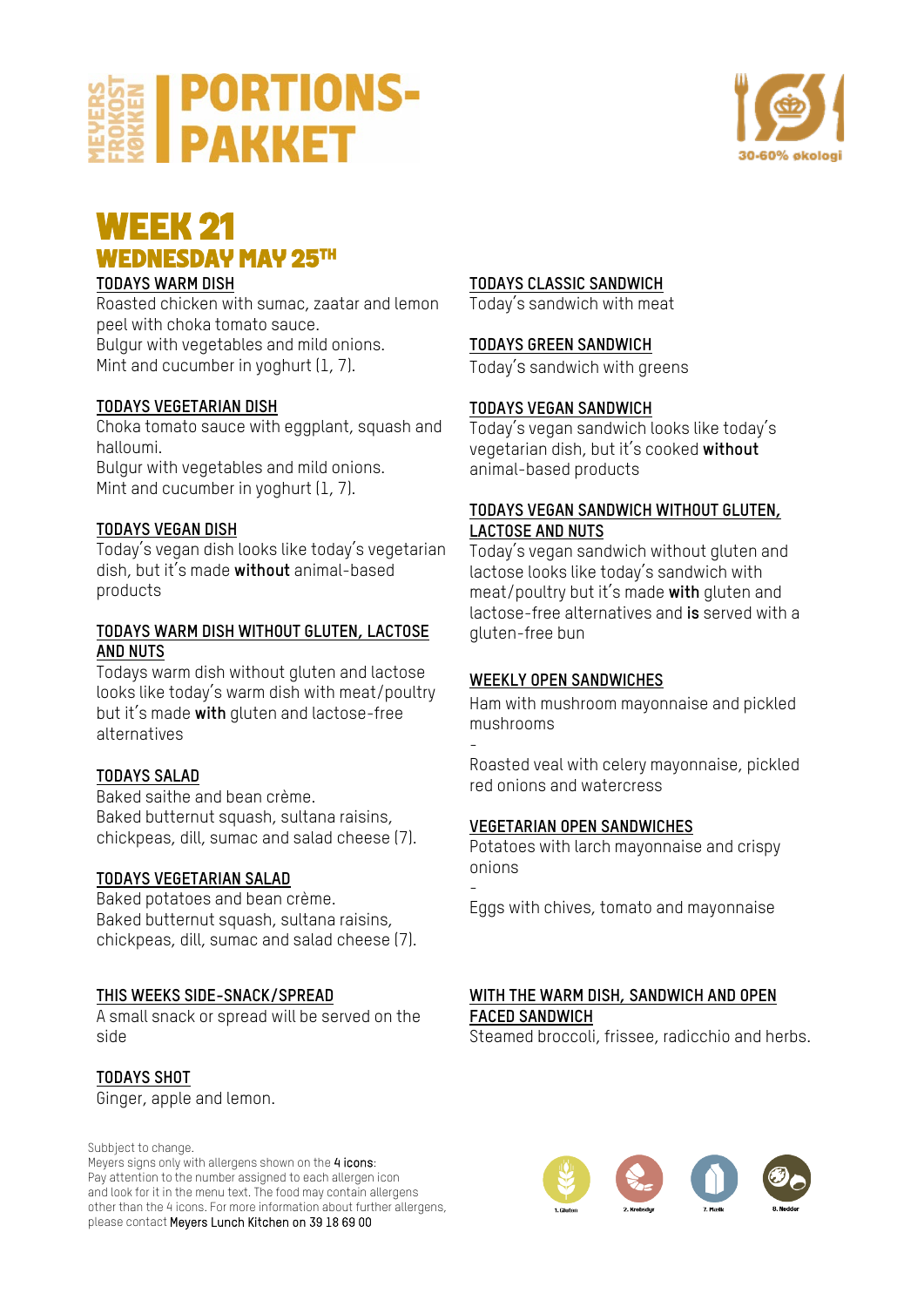# MEYERS FROKOST KØKKEN | PORTIONS-PAKKET

30-60% økologi

## WEEK 21
### WEDNESDAY MAY 25TH

**TODAYS WARM DISH**
Roasted chicken with sumac, zaatar and lemon peel with choka tomato sauce.
Bulgur with vegetables and mild onions.
Mint and cucumber in yoghurt (1, 7).

**TODAYS VEGETARIAN DISH**
Choka tomato sauce with eggplant, squash and halloumi.
Bulgur with vegetables and mild onions.
Mint and cucumber in yoghurt (1, 7).

**TODAYS VEGAN DISH**
Today's vegan dish looks like today's vegetarian dish, but it's made **without** animal-based products

**TODAYS WARM DISH WITHOUT GLUTEN, LACTOSE AND NUTS**
Todays warm dish without gluten and lactose looks like today's warm dish with meat/poultry but it's made **with** gluten and lactose-free alternatives

**TODAYS SALAD**
Baked saithe and bean crème.
Baked butternut squash, sultana raisins, chickpeas, dill, sumac and salad cheese (7).

**TODAYS VEGETARIAN SALAD**
Baked potatoes and bean crème.
Baked butternut squash, sultana raisins, chickpeas, dill, sumac and salad cheese (7).

**THIS WEEKS SIDE-SNACK/SPREAD**
A small snack or spread will be served on the side

**TODAYS SHOT**
Ginger, apple and lemon.

**TODAYS CLASSIC SANDWICH**
Today's sandwich with meat

**TODAYS GREEN SANDWICH**
Today's sandwich with greens

**TODAYS VEGAN SANDWICH**
Today's vegan sandwich looks like today's vegetarian dish, but it's cooked **without** animal-based products

**TODAYS VEGAN SANDWICH WITHOUT GLUTEN, LACTOSE AND NUTS**
Today's vegan sandwich without gluten and lactose looks like today's sandwich with meat/poultry but it's made **with** gluten and lactose-free alternatives and **is** served with a gluten-free bun

**WEEKLY OPEN SANDWICHES**
Ham with mushroom mayonnaise and pickled mushrooms
-
Roasted veal with celery mayonnaise, pickled red onions and watercress

**VEGETARIAN OPEN SANDWICHES**
Potatoes with larch mayonnaise and crispy onions
-
Eggs with chives, tomato and mayonnaise

**WITH THE WARM DISH, SANDWICH AND OPEN FACED SANDWICH**
Steamed broccoli, frissee, radicchio and herbs.

Subbject to change.
Meyers signs only with allergens shown on the **4 icons**:
Pay attention to the number assigned to each allergen icon and look for it in the menu text. The food may contain allergens other than the 4 icons. For more information about further allergens, please contact **Meyers Lunch Kitchen on 39 18 69 00**

1. Gluten — 2. Krebsdyr — 7. Mælk — 8. Nødder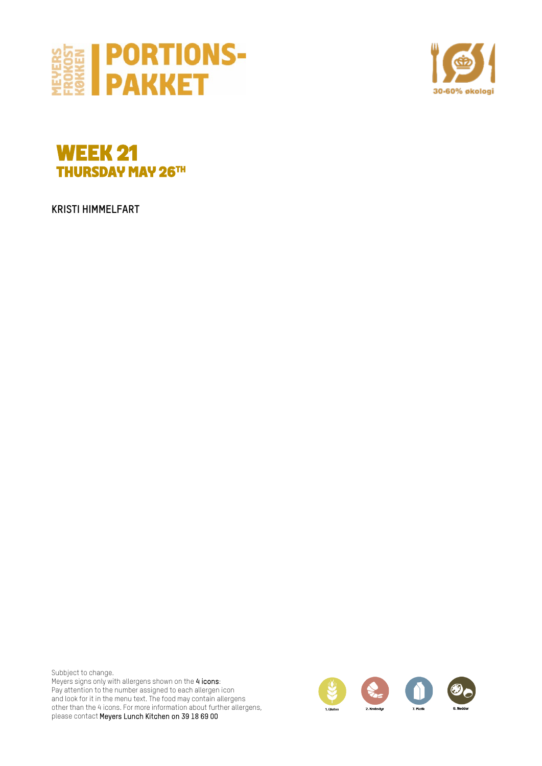# MEYERS FROKOST KØKKEN | PORTIONS-PAKKET

30-60% økologi

## WEEK 21
### THURSDAY MAY 26TH

**KRISTI HIMMELFART**

Subbject to change.
Meyers signs only with allergens shown on the **4 icons**:
Pay attention to the number assigned to each allergen icon
and look for it in the menu text. The food may contain allergens
other than the 4 icons. For more information about further allergens,
please contact **Meyers Lunch Kitchen on 39 18 69 00**

1. Gluten
2. Krebsdyr
7. Mælk
8. Nødder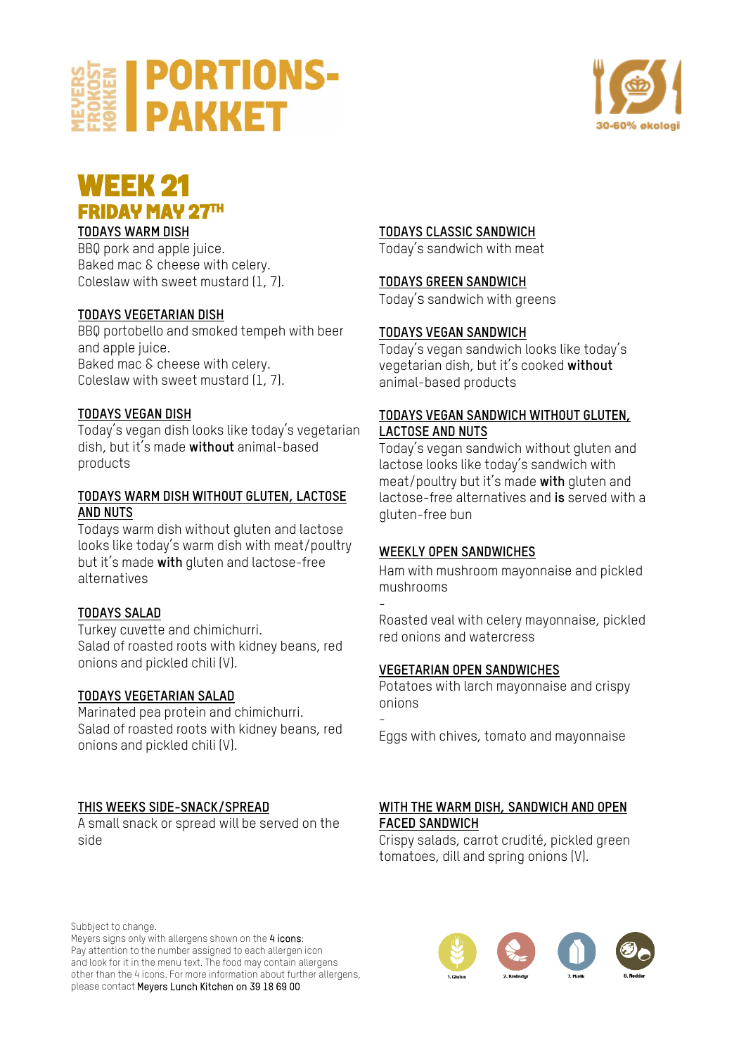# MEYERS FROKOST KØKKEN PORTIONS-PAKKET

30-60% økologi

# WEEK 21

## FRIDAY MAY 27TH

**TODAYS WARM DISH**
BBQ pork and apple juice.
Baked mac & cheese with celery.
Coleslaw with sweet mustard (1, 7).

**TODAYS VEGETARIAN DISH**
BBQ portobello and smoked tempeh with beer and apple juice.
Baked mac & cheese with celery.
Coleslaw with sweet mustard (1, 7).

**TODAYS VEGAN DISH**
Today's vegan dish looks like today's vegetarian dish, but it's made **without** animal-based products

**TODAYS WARM DISH WITHOUT GLUTEN, LACTOSE AND NUTS**
Todays warm dish without gluten and lactose looks like today's warm dish with meat/poultry but it's made **with** gluten and lactose-free alternatives

**TODAYS SALAD**
Turkey cuvette and chimichurri.
Salad of roasted roots with kidney beans, red onions and pickled chili (V).

**TODAYS VEGETARIAN SALAD**
Marinated pea protein and chimichurri.
Salad of roasted roots with kidney beans, red onions and pickled chili (V).

**TODAYS CLASSIC SANDWICH**
Today's sandwich with meat

**TODAYS GREEN SANDWICH**
Today's sandwich with greens

**TODAYS VEGAN SANDWICH**
Today's vegan sandwich looks like today's vegetarian dish, but it's cooked **without** animal-based products

**TODAYS VEGAN SANDWICH WITHOUT GLUTEN, LACTOSE AND NUTS**
Today's vegan sandwich without gluten and lactose looks like today's sandwich with meat/poultry but it's made **with** gluten and lactose-free alternatives and **is** served with a gluten-free bun

**WEEKLY OPEN SANDWICHES**
Ham with mushroom mayonnaise and pickled mushrooms
-
Roasted veal with celery mayonnaise, pickled red onions and watercress

**VEGETARIAN OPEN SANDWICHES**
Potatoes with larch mayonnaise and crispy onions
-
Eggs with chives, tomato and mayonnaise

**THIS WEEKS SIDE-SNACK/SPREAD**
A small snack or spread will be served on the side

**WITH THE WARM DISH, SANDWICH AND OPEN FACED SANDWICH**
Crispy salads, carrot crudité, pickled green tomatoes, dill and spring onions (V).

Subbject to change.
Meyers signs only with allergens shown on the **4 icons**:
Pay attention to the number assigned to each allergen icon and look for it in the menu text. The food may contain allergens other than the 4 icons. For more information about further allergens, please contact **Meyers Lunch Kitchen on 39 18 69 00**

1. Gluten 2. Krebsdyr 7. Mælk 8. Nødder